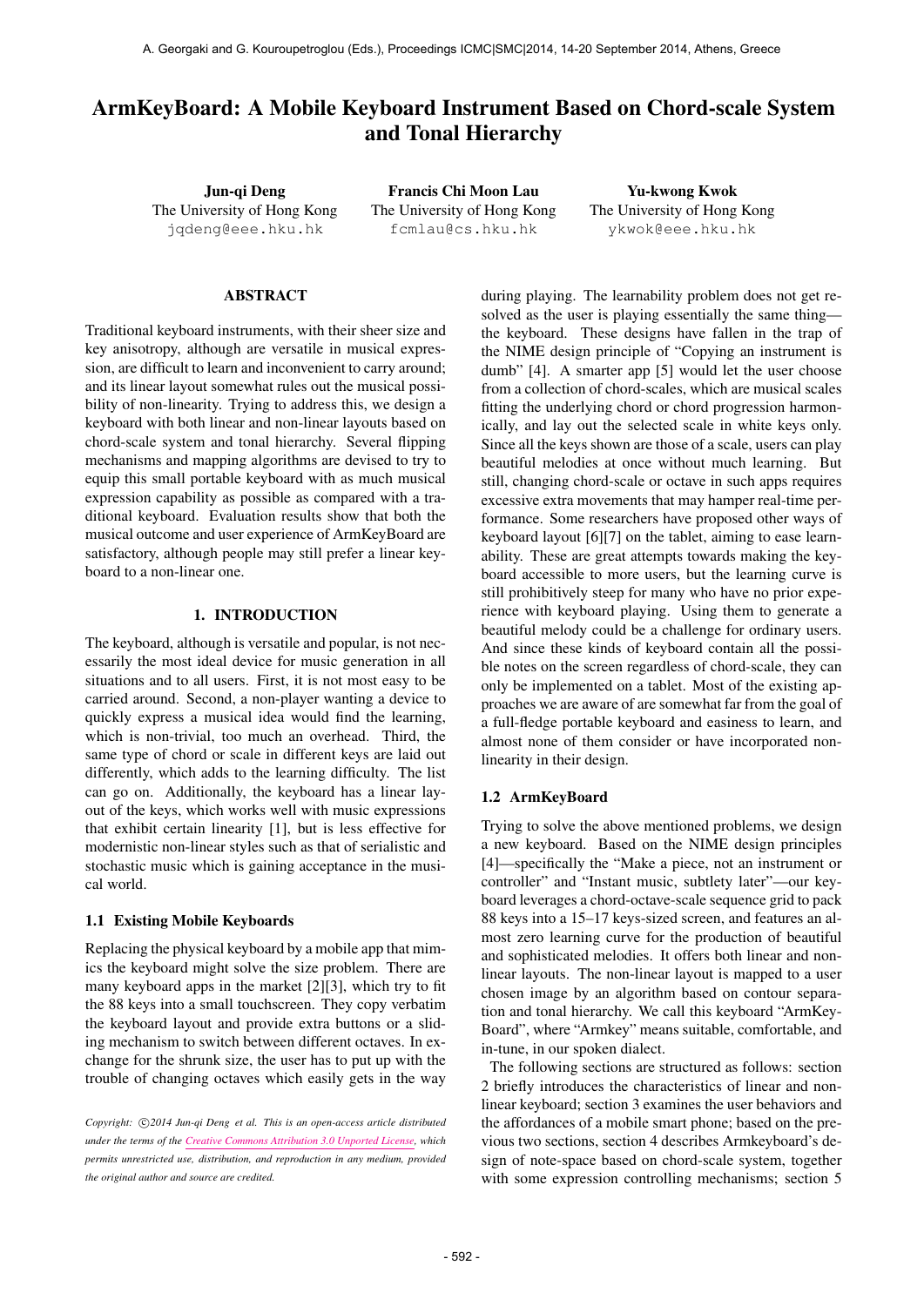# ArmKeyBoard: A Mobile Keyboard Instrument Based on Chord-scale System and Tonal Hierarchy

**Jun-qi Deng**
The University of Hong Kong
jqdeng@eee.hku.hk

**Francis Chi Moon Lau**
The University of Hong Kong
fcmlau@cs.hku.hk

**Yu-kwong Kwok**
The University of Hong Kong
ykwok@eee.hku.hk

## ABSTRACT

Traditional keyboard instruments, with their sheer size and key anisotropy, although are versatile in musical expression, are difficult to learn and inconvenient to carry around; and its linear layout somewhat rules out the musical possibility of non-linearity. Trying to address this, we design a keyboard with both linear and non-linear layouts based on chord-scale system and tonal hierarchy. Several flipping mechanisms and mapping algorithms are devised to try to equip this small portable keyboard with as much musical expression capability as possible as compared with a traditional keyboard. Evaluation results show that both the musical outcome and user experience of ArmKeyBoard are satisfactory, although people may still prefer a linear keyboard to a non-linear one.

## 1. INTRODUCTION

The keyboard, although is versatile and popular, is not necessarily the most ideal device for music generation in all situations and to all users. First, it is not most easy to be carried around. Second, a non-player wanting a device to quickly express a musical idea would find the learning, which is non-trivial, too much an overhead. Third, the same type of chord or scale in different keys are laid out differently, which adds to the learning difficulty. The list can go on. Additionally, the keyboard has a linear layout of the keys, which works well with music expressions that exhibit certain linearity [1], but is less effective for modernistic non-linear styles such as that of serialistic and stochastic music which is gaining acceptance in the musical world.

### 1.1 Existing Mobile Keyboards

Replacing the physical keyboard by a mobile app that mimics the keyboard might solve the size problem. There are many keyboard apps in the market [2][3], which try to fit the 88 keys into a small touchscreen. They copy verbatim the keyboard layout and provide extra buttons or a sliding mechanism to switch between different octaves. In exchange for the shrunk size, the user has to put up with the trouble of changing octaves which easily gets in the way during playing. The learnability problem does not get resolved as the user is playing essentially the same thing—the keyboard. These designs have fallen in the trap of the NIME design principle of "Copying an instrument is dumb" [4]. A smarter app [5] would let the user choose from a collection of chord-scales, which are musical scales fitting the underlying chord or chord progression harmonically, and lay out the selected scale in white keys only. Since all the keys shown are those of a scale, users can play beautiful melodies at once without much learning. But still, changing chord-scale or octave in such apps requires excessive extra movements that may hamper real-time performance. Some researchers have proposed other ways of keyboard layout [6][7] on the tablet, aiming to ease learnability. These are great attempts towards making the keyboard accessible to more users, but the learning curve is still prohibitively steep for many who have no prior experience with keyboard playing. Using them to generate a beautiful melody could be a challenge for ordinary users. And since these kinds of keyboard contain all the possible notes on the screen regardless of chord-scale, they can only be implemented on a tablet. Most of the existing approaches we are aware of are somewhat far from the goal of a full-fledge portable keyboard and easiness to learn, and almost none of them consider or have incorporated non-linearity in their design.

### 1.2 ArmKeyBoard

Trying to solve the above mentioned problems, we design a new keyboard. Based on the NIME design principles [4]—specifically the "Make a piece, not an instrument or controller" and "Instant music, subtlety later"—our keyboard leverages a chord-octave-scale sequence grid to pack 88 keys into a 15–17 keys-sized screen, and features an almost zero learning curve for the production of beautiful and sophisticated melodies. It offers both linear and non-linear layouts. The non-linear layout is mapped to a user chosen image by an algorithm based on contour separation and tonal hierarchy. We call this keyboard "ArmKeyBoard", where "Armkey" means suitable, comfortable, and in-tune, in our spoken dialect.

The following sections are structured as follows: section 2 briefly introduces the characteristics of linear and non-linear keyboard; section 3 examines the user behaviors and the affordances of a mobile smart phone; based on the previous two sections, section 4 describes Armkeyboard's design of note-space based on chord-scale system, together with some expression controlling mechanisms; section 5

*Copyright: ©2014 Jun-qi Deng et al. This is an open-access article distributed under the terms of the Creative Commons Attribution 3.0 Unported License, which permits unrestricted use, distribution, and reproduction in any medium, provided the original author and source are credited.*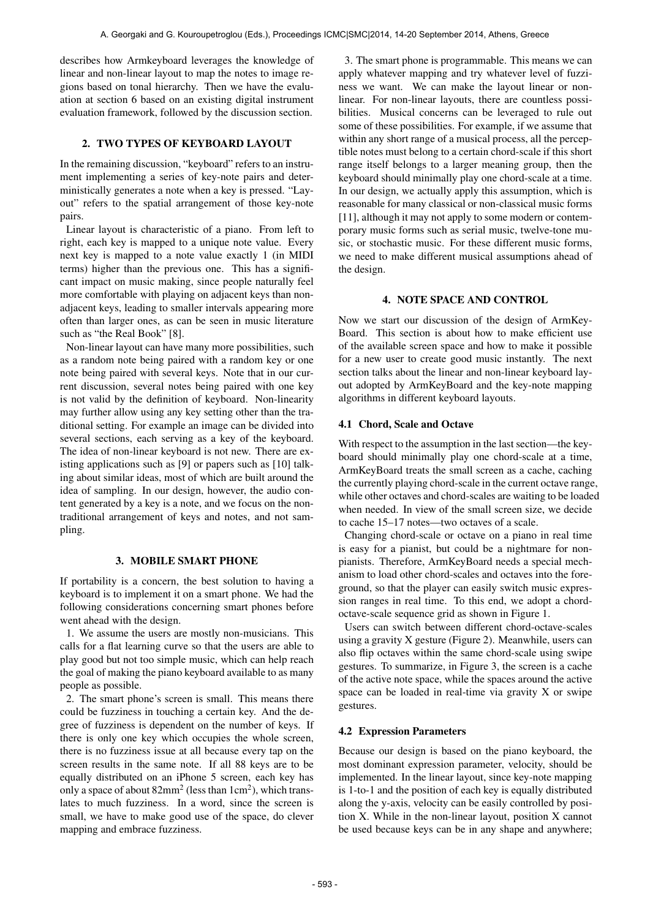describes how Armkeyboard leverages the knowledge of linear and non-linear layout to map the notes to image regions based on tonal hierarchy. Then we have the evaluation at section 6 based on an existing digital instrument evaluation framework, followed by the discussion section.

## 2. TWO TYPES OF KEYBOARD LAYOUT

In the remaining discussion, "keyboard" refers to an instrument implementing a series of key-note pairs and deterministically generates a note when a key is pressed. "Layout" refers to the spatial arrangement of those key-note pairs.

Linear layout is characteristic of a piano. From left to right, each key is mapped to a unique note value. Every next key is mapped to a note value exactly 1 (in MIDI terms) higher than the previous one. This has a significant impact on music making, since people naturally feel more comfortable with playing on adjacent keys than non-adjacent keys, leading to smaller intervals appearing more often than larger ones, as can be seen in music literature such as "the Real Book" [8].

Non-linear layout can have many more possibilities, such as a random note being paired with a random key or one note being paired with several keys. Note that in our current discussion, several notes being paired with one key is not valid by the definition of keyboard. Non-linearity may further allow using any key setting other than the traditional setting. For example an image can be divided into several sections, each serving as a key of the keyboard. The idea of non-linear keyboard is not new. There are existing applications such as [9] or papers such as [10] talking about similar ideas, most of which are built around the idea of sampling. In our design, however, the audio content generated by a key is a note, and we focus on the non-traditional arrangement of keys and notes, and not sampling.

## 3. MOBILE SMART PHONE

If portability is a concern, the best solution to having a keyboard is to implement it on a smart phone. We had the following considerations concerning smart phones before went ahead with the design.

1. We assume the users are mostly non-musicians. This calls for a flat learning curve so that the users are able to play good but not too simple music, which can help reach the goal of making the piano keyboard available to as many people as possible.

2. The smart phone's screen is small. This means there could be fuzziness in touching a certain key. And the degree of fuzziness is dependent on the number of keys. If there is only one key which occupies the whole screen, there is no fuzziness issue at all because every tap on the screen results in the same note. If all 88 keys are to be equally distributed on an iPhone 5 screen, each key has only a space of about $82\text{mm}^2$ (less than $1\text{cm}^2$), which translates to much fuzziness. In a word, since the screen is small, we have to make good use of the space, do clever mapping and embrace fuzziness.

3. The smart phone is programmable. This means we can apply whatever mapping and try whatever level of fuzziness we want. We can make the layout linear or non-linear. For non-linear layouts, there are countless possibilities. Musical concerns can be leveraged to rule out some of these possibilities. For example, if we assume that within any short range of a musical process, all the perceptible notes must belong to a certain chord-scale if this short range itself belongs to a larger meaning group, then the keyboard should minimally play one chord-scale at a time. In our design, we actually apply this assumption, which is reasonable for many classical or non-classical music forms [11], although it may not apply to some modern or contemporary music forms such as serial music, twelve-tone music, or stochastic music. For these different music forms, we need to make different musical assumptions ahead of the design.

## 4. NOTE SPACE AND CONTROL

Now we start our discussion of the design of ArmKeyBoard. This section is about how to make efficient use of the available screen space and how to make it possible for a new user to create good music instantly. The next section talks about the linear and non-linear keyboard layout adopted by ArmKeyBoard and the key-note mapping algorithms in different keyboard layouts.

### 4.1 Chord, Scale and Octave

With respect to the assumption in the last section—the keyboard should minimally play one chord-scale at a time, ArmKeyBoard treats the small screen as a cache, caching the currently playing chord-scale in the current octave range, while other octaves and chord-scales are waiting to be loaded when needed. In view of the small screen size, we decide to cache 15–17 notes—two octaves of a scale.

Changing chord-scale or octave on a piano in real time is easy for a pianist, but could be a nightmare for non-pianists. Therefore, ArmKeyBoard needs a special mechanism to load other chord-scales and octaves into the foreground, so that the player can easily switch music expression ranges in real time. To this end, we adopt a chord-octave-scale sequence grid as shown in Figure 1.

Users can switch between different chord-octave-scales using a gravity X gesture (Figure 2). Meanwhile, users can also flip octaves within the same chord-scale using swipe gestures. To summarize, in Figure 3, the screen is a cache of the active note space, while the spaces around the active space can be loaded in real-time via gravity X or swipe gestures.

### 4.2 Expression Parameters

Because our design is based on the piano keyboard, the most dominant expression parameter, velocity, should be implemented. In the linear layout, since key-note mapping is 1-to-1 and the position of each key is equally distributed along the y-axis, velocity can be easily controlled by position X. While in the non-linear layout, position X cannot be used because keys can be in any shape and anywhere;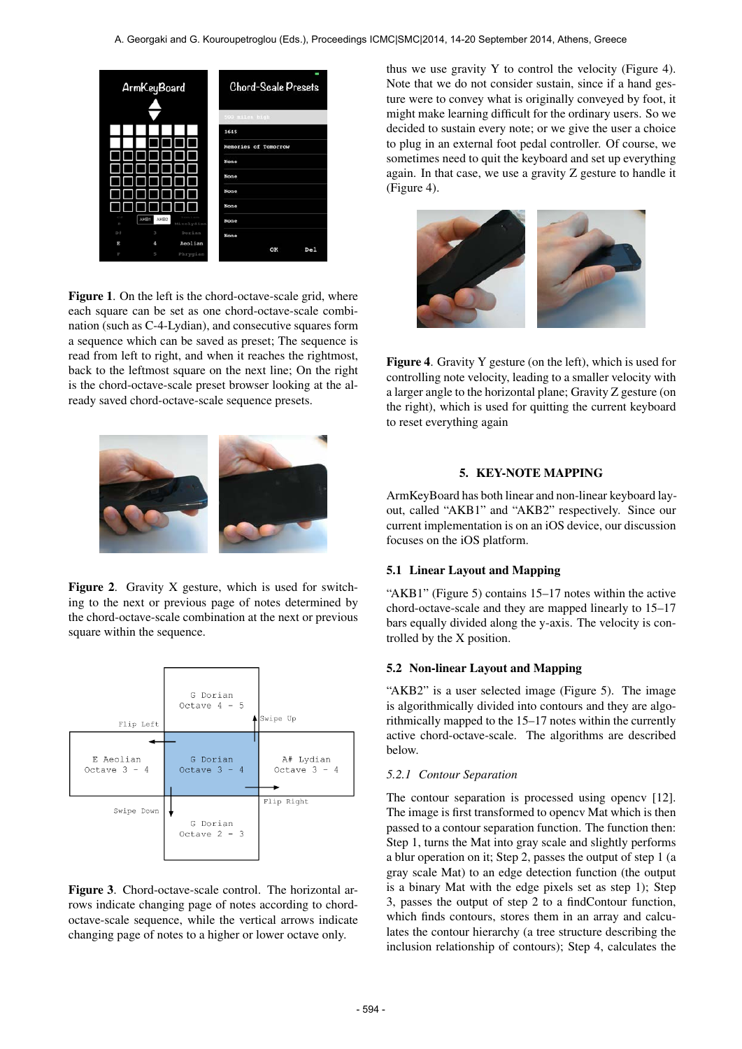**Figure 1**. On the left is the chord-octave-scale grid, where each square can be set as one chord-octave-scale combination (such as C-4-Lydian), and consecutive squares form a sequence which can be saved as preset; The sequence is read from left to right, and when it reaches the rightmost, back to the leftmost square on the next line; On the right is the chord-octave-scale preset browser looking at the already saved chord-octave-scale sequence presets.

**Figure 2**. Gravity X gesture, which is used for switching to the next or previous page of notes determined by the chord-octave-scale combination at the next or previous square within the sequence.

**Figure 3**. Chord-octave-scale control. The horizontal arrows indicate changing page of notes according to chord-octave-scale sequence, while the vertical arrows indicate changing page of notes to a higher or lower octave only.

thus we use gravity Y to control the velocity (Figure 4). Note that we do not consider sustain, since if a hand gesture were to convey what is originally conveyed by foot, it might make learning difficult for the ordinary users. So we decided to sustain every note; or we give the user a choice to plug in an external foot pedal controller. Of course, we sometimes need to quit the keyboard and set up everything again. In that case, we use a gravity Z gesture to handle it (Figure 4).

**Figure 4**. Gravity Y gesture (on the left), which is used for controlling note velocity, leading to a smaller velocity with a larger angle to the horizontal plane; Gravity Z gesture (on the right), which is used for quitting the current keyboard to reset everything again

## 5. KEY-NOTE MAPPING

ArmKeyBoard has both linear and non-linear keyboard layout, called "AKB1" and "AKB2" respectively. Since our current implementation is on an iOS device, our discussion focuses on the iOS platform.

### 5.1 Linear Layout and Mapping

"AKB1" (Figure 5) contains 15–17 notes within the active chord-octave-scale and they are mapped linearly to 15–17 bars equally divided along the y-axis. The velocity is controlled by the X position.

### 5.2 Non-linear Layout and Mapping

"AKB2" is a user selected image (Figure 5). The image is algorithmically divided into contours and they are algorithmically mapped to the 15–17 notes within the currently active chord-octave-scale. The algorithms are described below.

#### *5.2.1 Contour Separation*

The contour separation is processed using opencv [12]. The image is first transformed to opencv Mat which is then passed to a contour separation function. The function then: Step 1, turns the Mat into gray scale and slightly performs a blur operation on it; Step 2, passes the output of step 1 (a gray scale Mat) to an edge detection function (the output is a binary Mat with the edge pixels set as step 1); Step 3, passes the output of step 2 to a findContour function, which finds contours, stores them in an array and calculates the contour hierarchy (a tree structure describing the inclusion relationship of contours); Step 4, calculates the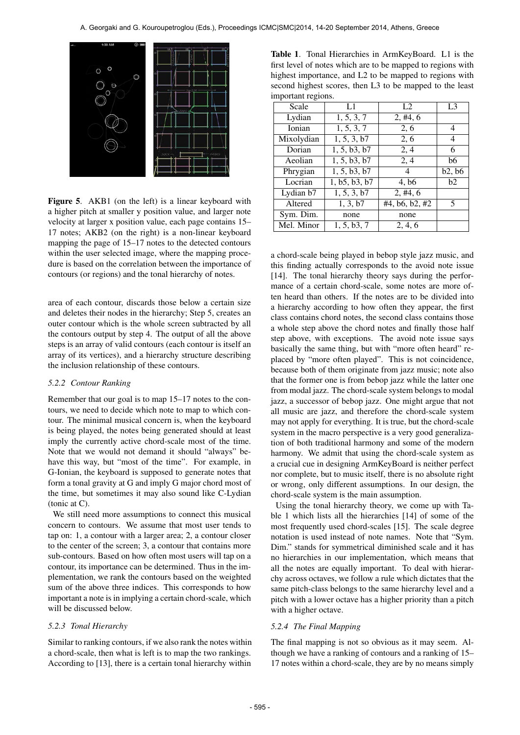**Figure 5**. AKB1 (on the left) is a linear keyboard with a higher pitch at smaller y position value, and larger note velocity at larger x position value, each page contains 15–17 notes; AKB2 (on the right) is a non-linear keyboard mapping the page of 15–17 notes to the detected contours within the user selected image, where the mapping procedure is based on the correlation between the importance of contours (or regions) and the tonal hierarchy of notes.

area of each contour, discards those below a certain size and deletes their nodes in the hierarchy; Step 5, creates an outer contour which is the whole screen subtracted by all the contours output by step 4. The output of all the above steps is an array of valid contours (each contour is itself an array of its vertices), and a hierarchy structure describing the inclusion relationship of these contours.

#### 5.2.2 Contour Ranking

Remember that our goal is to map 15–17 notes to the contours, we need to decide which note to map to which contour. The minimal musical concern is, when the keyboard is being played, the notes being generated should at least imply the currently active chord-scale most of the time. Note that we would not demand it should "always" behave this way, but "most of the time". For example, in G-Ionian, the keyboard is supposed to generate notes that form a tonal gravity at G and imply G major chord most of the time, but sometimes it may also sound like C-Lydian (tonic at C).

We still need more assumptions to connect this musical concern to contours. We assume that most user tends to tap on: 1, a contour with a larger area; 2, a contour closer to the center of the screen; 3, a contour that contains more sub-contours. Based on how often most users will tap on a contour, its importance can be determined. Thus in the implementation, we rank the contours based on the weighted sum of the above three indices. This corresponds to how important a note is in implying a certain chord-scale, which will be discussed below.

#### 5.2.3 Tonal Hierarchy

Similar to ranking contours, if we also rank the notes within a chord-scale, then what is left is to map the two rankings. According to [13], there is a certain tonal hierarchy within a chord-scale being played in bebop style jazz music, and this finding actually corresponds to the avoid note issue [14]. The tonal hierarchy theory says during the performance of a certain chord-scale, some notes are more often heard than others. If the notes are to be divided into a hierarchy according to how often they appear, the first class contains chord notes, the second class contains those a whole step above the chord notes and finally those half step above, with exceptions. The avoid note issue says basically the same thing, but with "more often heard" replaced by "more often played". This is not coincidence, because both of them originate from jazz music; note also that the former one is from bebop jazz while the latter one from modal jazz. The chord-scale system belongs to modal jazz, a successor of bebop jazz. One might argue that not all music are jazz, and therefore the chord-scale system may not apply for everything. It is true, but the chord-scale system in the macro perspective is a very good generalization of both traditional harmony and some of the modern harmony. We admit that using the chord-scale system as a crucial cue in designing ArmKeyBoard is neither perfect nor complete, but to music itself, there is no absolute right or wrong, only different assumptions. In our design, the chord-scale system is the main assumption.

**Table 1**. Tonal Hierarchies in ArmKeyBoard. L1 is the first level of notes which are to be mapped to regions with highest importance, and L2 to be mapped to regions with second highest scores, then L3 to be mapped to the least important regions.

| Scale | L1 | L2 | L3 |
|---|---|---|---|
| Lydian | 1, 5, 3, 7 | 2, #4, 6 | |
| Ionian | 1, 5, 3, 7 | 2, 6 | 4 |
| Mixolydian | 1, 5, 3, b7 | 2, 6 | 4 |
| Dorian | 1, 5, b3, b7 | 2, 4 | 6 |
| Aeolian | 1, 5, b3, b7 | 2, 4 | b6 |
| Phrygian | 1, 5, b3, b7 | 4 | b2, b6 |
| Locrian | 1, b5, b3, b7 | 4, b6 | b2 |
| Lydian b7 | 1, 5, 3, b7 | 2, #4, 6 | |
| Altered | 1, 3, b7 | #4, b6, b2, #2 | 5 |
| Sym. Dim. | none | none | |
| Mel. Minor | 1, 5, b3, 7 | 2, 4, 6 | |

Using the tonal hierarchy theory, we come up with Table 1 which lists all the hierarchies [14] of some of the most frequently used chord-scales [15]. The scale degree notation is used instead of note names. Note that "Sym. Dim." stands for symmetrical diminished scale and it has no hierarchies in our implementation, which means that all the notes are equally important. To deal with hierarchy across octaves, we follow a rule which dictates that the same pitch-class belongs to the same hierarchy level and a pitch with a lower octave has a higher priority than a pitch with a higher octave.

#### 5.2.4 The Final Mapping

The final mapping is not so obvious as it may seem. Although we have a ranking of contours and a ranking of 15–17 notes within a chord-scale, they are by no means simply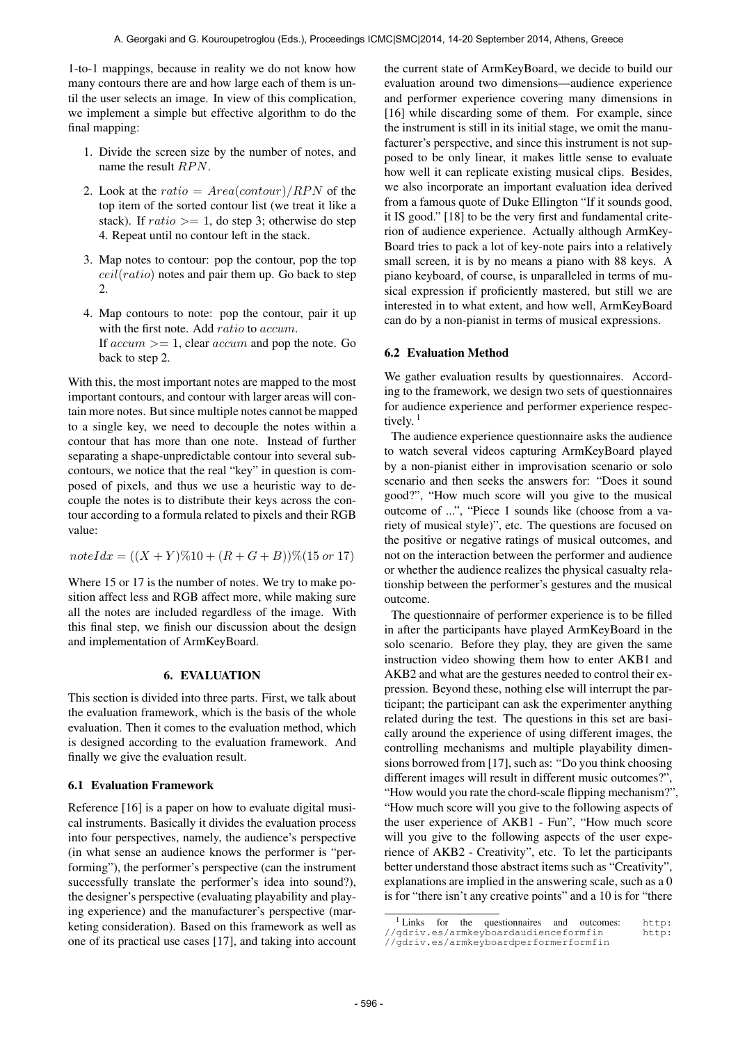1-to-1 mappings, because in reality we do not know how many contours there are and how large each of them is until the user selects an image. In view of this complication, we implement a simple but effective algorithm to do the final mapping:

1. Divide the screen size by the number of notes, and name the result $RPN$.
2. Look at the $ratio = Area(contour)/RPN$ of the top item of the sorted contour list (we treat it like a stack). If $ratio >= 1$, do step 3; otherwise do step 4. Repeat until no contour left in the stack.
3. Map notes to contour: pop the contour, pop the top $ceil(ratio)$ notes and pair them up. Go back to step 2.
4. Map contours to note: pop the contour, pair it up with the first note. Add $ratio$ to $accum$.
   If $accum >= 1$, clear $accum$ and pop the note. Go back to step 2.

With this, the most important notes are mapped to the most important contours, and contour with larger areas will contain more notes. But since multiple notes cannot be mapped to a single key, we need to decouple the notes within a contour that has more than one note. Instead of further separating a shape-unpredictable contour into several sub-contours, we notice that the real "key" in question is composed of pixels, and thus we use a heuristic way to decouple the notes is to distribute their keys across the contour according to a formula related to pixels and their RGB value:

$$noteIdx = ((X + Y)\%10 + (R + G + B))\%(15 \; or \; 17)$$

Where 15 or 17 is the number of notes. We try to make position affect less and RGB affect more, while making sure all the notes are included regardless of the image. With this final step, we finish our discussion about the design and implementation of ArmKeyBoard.

## 6. EVALUATION

This section is divided into three parts. First, we talk about the evaluation framework, which is the basis of the whole evaluation. Then it comes to the evaluation method, which is designed according to the evaluation framework. And finally we give the evaluation result.

### 6.1 Evaluation Framework

Reference [16] is a paper on how to evaluate digital musical instruments. Basically it divides the evaluation process into four perspectives, namely, the audience's perspective (in what sense an audience knows the performer is "performing"), the performer's perspective (can the instrument successfully translate the performer's idea into sound?), the designer's perspective (evaluating playability and playing experience) and the manufacturer's perspective (marketing consideration). Based on this framework as well as one of its practical use cases [17], and taking into account the current state of ArmKeyBoard, we decide to build our evaluation around two dimensions—audience experience and performer experience covering many dimensions in [16] while discarding some of them. For example, since the instrument is still in its initial stage, we omit the manufacturer's perspective, and since this instrument is not supposed to be only linear, it makes little sense to evaluate how well it can replicate existing musical clips. Besides, we also incorporate an important evaluation idea derived from a famous quote of Duke Ellington "If it sounds good, it IS good." [18] to be the very first and fundamental criterion of audience experience. Actually although ArmKeyBoard tries to pack a lot of key-note pairs into a relatively small screen, it is by no means a piano with 88 keys. A piano keyboard, of course, is unparalleled in terms of musical expression if proficiently mastered, but still we are interested in to what extent, and how well, ArmKeyBoard can do by a non-pianist in terms of musical expressions.

### 6.2 Evaluation Method

We gather evaluation results by questionnaires. According to the framework, we design two sets of questionnaires for audience experience and performer experience respectively. [1]

The audience experience questionnaire asks the audience to watch several videos capturing ArmKeyBoard played by a non-pianist either in improvisation scenario or solo scenario and then seeks the answers for: "Does it sound good?", "How much score will you give to the musical outcome of ...", "Piece 1 sounds like (choose from a variety of musical style)", etc. The questions are focused on the positive or negative ratings of musical outcomes, and not on the interaction between the performer and audience or whether the audience realizes the physical casualty relationship between the performer's gestures and the musical outcome.

The questionnaire of performer experience is to be filled in after the participants have played ArmKeyBoard in the solo scenario. Before they play, they are given the same instruction video showing them how to enter AKB1 and AKB2 and what are the gestures needed to control their expression. Beyond these, nothing else will interrupt the participant; the participant can ask the experimenter anything related during the test. The questions in this set are basically around the experience of using different images, the controlling mechanisms and multiple playability dimensions borrowed from [17], such as: "Do you think choosing different images will result in different music outcomes?", "How would you rate the chord-scale flipping mechanism?", "How much score will you give to the following aspects of the user experience of AKB1 - Fun", "How much score will you give to the following aspects of the user experience of AKB2 - Creativity", etc. To let the participants better understand those abstract items such as "Creativity", explanations are implied in the answering scale, such as a 0 is for "there isn't any creative points" and a 10 is for "there

[1] Links for the questionnaires and outcomes: http://gdriv.es/armkeyboardaudienceformfin http://gdriv.es/armkeyboardperformerformfin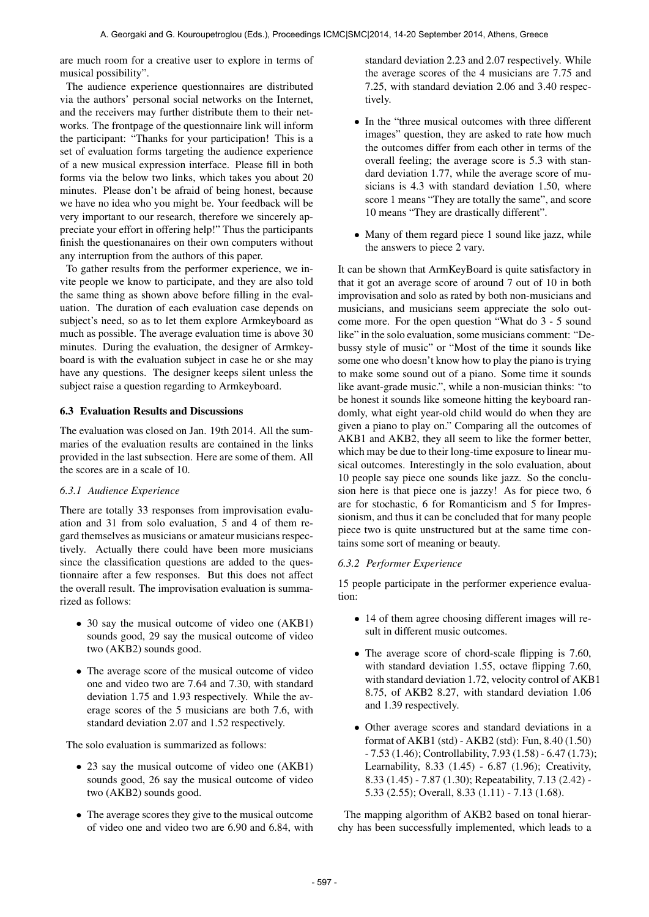are much room for a creative user to explore in terms of musical possibility".

The audience experience questionnaires are distributed via the authors' personal social networks on the Internet, and the receivers may further distribute them to their networks. The frontpage of the questionnaire link will inform the participant: "Thanks for your participation! This is a set of evaluation forms targeting the audience experience of a new musical expression interface. Please fill in both forms via the below two links, which takes you about 20 minutes. Please don't be afraid of being honest, because we have no idea who you might be. Your feedback will be very important to our research, therefore we sincerely appreciate your effort in offering help!" Thus the participants finish the questionanaires on their own computers without any interruption from the authors of this paper.

To gather results from the performer experience, we invite people we know to participate, and they are also told the same thing as shown above before filling in the evaluation. The duration of each evaluation case depends on subject's need, so as to let them explore Armkeyboard as much as possible. The average evaluation time is above 30 minutes. During the evaluation, the designer of Armkeyboard is with the evaluation subject in case he or she may have any questions. The designer keeps silent unless the subject raise a question regarding to Armkeyboard.

### 6.3 Evaluation Results and Discussions

The evaluation was closed on Jan. 19th 2014. All the summaries of the evaluation results are contained in the links provided in the last subsection. Here are some of them. All the scores are in a scale of 10.

#### *6.3.1 Audience Experience*

There are totally 33 responses from improvisation evaluation and 31 from solo evaluation, 5 and 4 of them regard themselves as musicians or amateur musicians respectively. Actually there could have been more musicians since the classification questions are added to the questionnaire after a few responses. But this does not affect the overall result. The improvisation evaluation is summarized as follows:

- 30 say the musical outcome of video one (AKB1) sounds good, 29 say the musical outcome of video two (AKB2) sounds good.
- The average score of the musical outcome of video one and video two are 7.64 and 7.30, with standard deviation 1.75 and 1.93 respectively. While the average scores of the 5 musicians are both 7.6, with standard deviation 2.07 and 1.52 respectively.

The solo evaluation is summarized as follows:

- 23 say the musical outcome of video one (AKB1) sounds good, 26 say the musical outcome of video two (AKB2) sounds good.
- The average scores they give to the musical outcome of video one and video two are 6.90 and 6.84, with standard deviation 2.23 and 2.07 respectively. While the average scores of the 4 musicians are 7.75 and 7.25, with standard deviation 2.06 and 3.40 respectively.
- In the "three musical outcomes with three different images" question, they are asked to rate how much the outcomes differ from each other in terms of the overall feeling; the average score is 5.3 with standard deviation 1.77, while the average score of musicians is 4.3 with standard deviation 1.50, where score 1 means "They are totally the same", and score 10 means "They are drastically different".
- Many of them regard piece 1 sound like jazz, while the answers to piece 2 vary.

It can be shown that ArmKeyBoard is quite satisfactory in that it got an average score of around 7 out of 10 in both improvisation and solo as rated by both non-musicians and musicians, and musicians seem appreciate the solo outcome more. For the open question "What do 3 - 5 sound like" in the solo evaluation, some musicians comment: "Debussy style of music" or "Most of the time it sounds like some one who doesn't know how to play the piano is trying to make some sound out of a piano. Some time it sounds like avant-grade music.", while a non-musician thinks: "to be honest it sounds like someone hitting the keyboard randomly, what eight year-old child would do when they are given a piano to play on." Comparing all the outcomes of AKB1 and AKB2, they all seem to like the former better, which may be due to their long-time exposure to linear musical outcomes. Interestingly in the solo evaluation, about 10 people say piece one sounds like jazz. So the conclusion here is that piece one is jazzy! As for piece two, 6 are for stochastic, 6 for Romanticism and 5 for Impressionism, and thus it can be concluded that for many people piece two is quite unstructured but at the same time contains some sort of meaning or beauty.

#### *6.3.2 Performer Experience*

15 people participate in the performer experience evaluation:

- 14 of them agree choosing different images will result in different music outcomes.
- The average score of chord-scale flipping is 7.60, with standard deviation 1.55, octave flipping 7.60, with standard deviation 1.72, velocity control of AKB1 8.75, of AKB2 8.27, with standard deviation 1.06 and 1.39 respectively.
- Other average scores and standard deviations in a format of AKB1 (std) - AKB2 (std): Fun, 8.40 (1.50) - 7.53 (1.46); Controllability, 7.93 (1.58) - 6.47 (1.73); Learnability, 8.33 (1.45) - 6.87 (1.96); Creativity, 8.33 (1.45) - 7.87 (1.30); Repeatability, 7.13 (2.42) - 5.33 (2.55); Overall, 8.33 (1.11) - 7.13 (1.68).

The mapping algorithm of AKB2 based on tonal hierarchy has been successfully implemented, which leads to a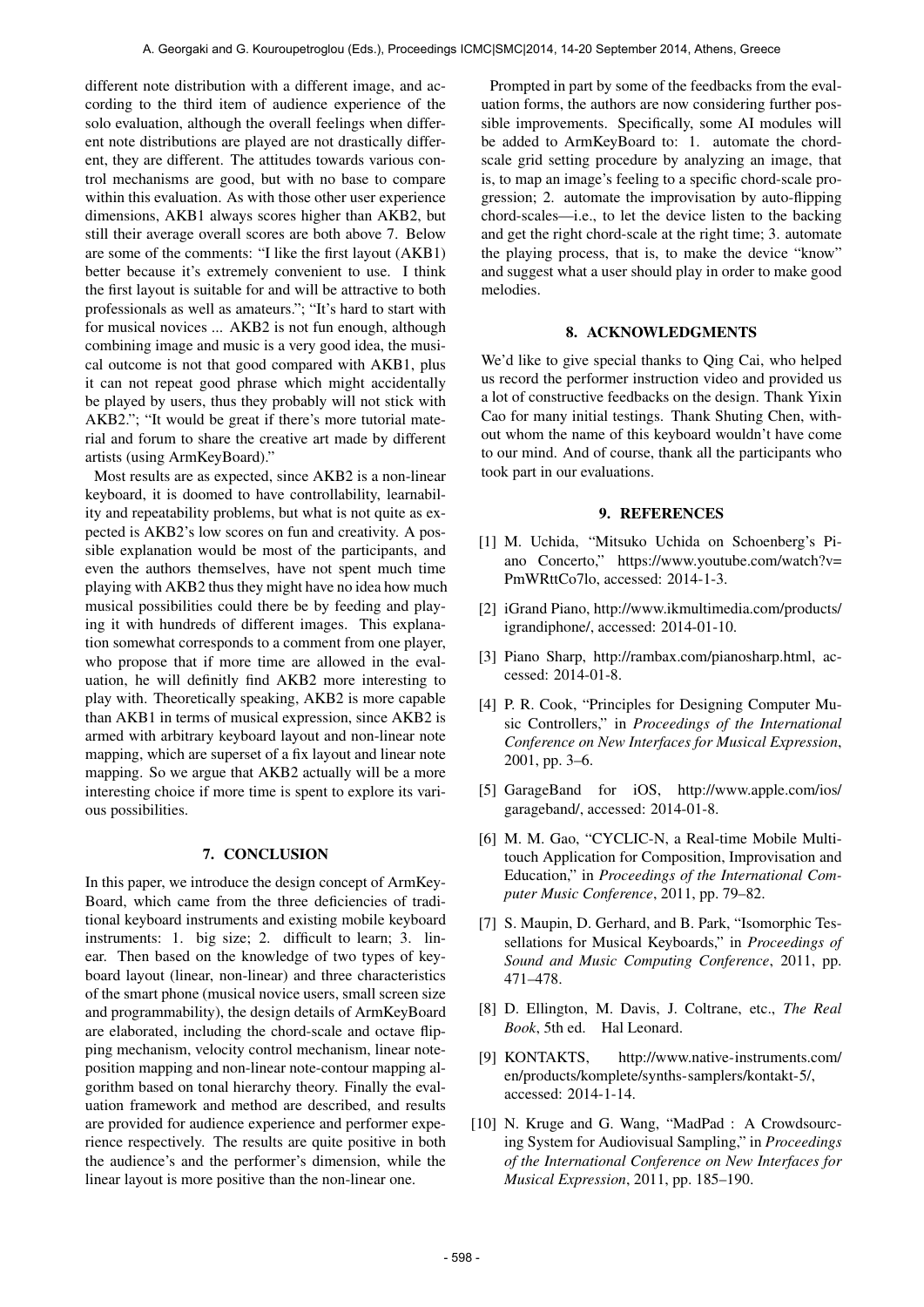different note distribution with a different image, and according to the third item of audience experience of the solo evaluation, although the overall feelings when different note distributions are played are not drastically different, they are different. The attitudes towards various control mechanisms are good, but with no base to compare within this evaluation. As with those other user experience dimensions, AKB1 always scores higher than AKB2, but still their average overall scores are both above 7. Below are some of the comments: "I like the first layout (AKB1) better because it's extremely convenient to use. I think the first layout is suitable for and will be attractive to both professionals as well as amateurs."; "It's hard to start with for musical novices ... AKB2 is not fun enough, although combining image and music is a very good idea, the musical outcome is not that good compared with AKB1, plus it can not repeat good phrase which might accidentally be played by users, thus they probably will not stick with AKB2."; "It would be great if there's more tutorial material and forum to share the creative art made by different artists (using ArmKeyBoard)."

Most results are as expected, since AKB2 is a non-linear keyboard, it is doomed to have controllability, learnability and repeatability problems, but what is not quite as expected is AKB2's low scores on fun and creativity. A possible explanation would be most of the participants, and even the authors themselves, have not spent much time playing with AKB2 thus they might have no idea how much musical possibilities could there be by feeding and playing it with hundreds of different images. This explanation somewhat corresponds to a comment from one player, who propose that if more time are allowed in the evaluation, he will definitly find AKB2 more interesting to play with. Theoretically speaking, AKB2 is more capable than AKB1 in terms of musical expression, since AKB2 is armed with arbitrary keyboard layout and non-linear note mapping, which are superset of a fix layout and linear note mapping. So we argue that AKB2 actually will be a more interesting choice if more time is spent to explore its various possibilities.

## 7. CONCLUSION

In this paper, we introduce the design concept of ArmKeyBoard, which came from the three deficiencies of traditional keyboard instruments and existing mobile keyboard instruments: 1. big size; 2. difficult to learn; 3. linear. Then based on the knowledge of two types of keyboard layout (linear, non-linear) and three characteristics of the smart phone (musical novice users, small screen size and programmability), the design details of ArmKeyBoard are elaborated, including the chord-scale and octave flipping mechanism, velocity control mechanism, linear note-position mapping and non-linear note-contour mapping algorithm based on tonal hierarchy theory. Finally the evaluation framework and method are described, and results are provided for audience experience and performer experience respectively. The results are quite positive in both the audience's and the performer's dimension, while the linear layout is more positive than the non-linear one.

Prompted in part by some of the feedbacks from the evaluation forms, the authors are now considering further possible improvements. Specifically, some AI modules will be added to ArmKeyBoard to: 1. automate the chord-scale grid setting procedure by analyzing an image, that is, to map an image's feeling to a specific chord-scale progression; 2. automate the improvisation by auto-flipping chord-scales—i.e., to let the device listen to the backing and get the right chord-scale at the right time; 3. automate the playing process, that is, to make the device "know" and suggest what a user should play in order to make good melodies.

## 8. ACKNOWLEDGMENTS

We'd like to give special thanks to Qing Cai, who helped us record the performer instruction video and provided us a lot of constructive feedbacks on the design. Thank Yixin Cao for many initial testings. Thank Shuting Chen, without whom the name of this keyboard wouldn't have come to our mind. And of course, thank all the participants who took part in our evaluations.

## 9. REFERENCES

[1] M. Uchida, "Mitsuko Uchida on Schoenberg's Piano Concerto," https://www.youtube.com/watch?v=PmWRttCo7lo, accessed: 2014-1-3.

[2] iGrand Piano, http://www.ikmultimedia.com/products/igrandiphone/, accessed: 2014-01-10.

[3] Piano Sharp, http://rambax.com/pianosharp.html, accessed: 2014-01-8.

[4] P. R. Cook, "Principles for Designing Computer Music Controllers," in *Proceedings of the International Conference on New Interfaces for Musical Expression*, 2001, pp. 3–6.

[5] GarageBand for iOS, http://www.apple.com/ios/garageband/, accessed: 2014-01-8.

[6] M. M. Gao, "CYCLIC-N, a Real-time Mobile Multi-touch Application for Composition, Improvisation and Education," in *Proceedings of the International Computer Music Conference*, 2011, pp. 79–82.

[7] S. Maupin, D. Gerhard, and B. Park, "Isomorphic Tessellations for Musical Keyboards," in *Proceedings of Sound and Music Computing Conference*, 2011, pp. 471–478.

[8] D. Ellington, M. Davis, J. Coltrane, etc., *The Real Book*, 5th ed. Hal Leonard.

[9] KONTAKTS, http://www.native-instruments.com/en/products/komplete/synths-samplers/kontakt-5/, accessed: 2014-1-14.

[10] N. Kruge and G. Wang, "MadPad : A Crowdsourcing System for Audiovisual Sampling," in *Proceedings of the International Conference on New Interfaces for Musical Expression*, 2011, pp. 185–190.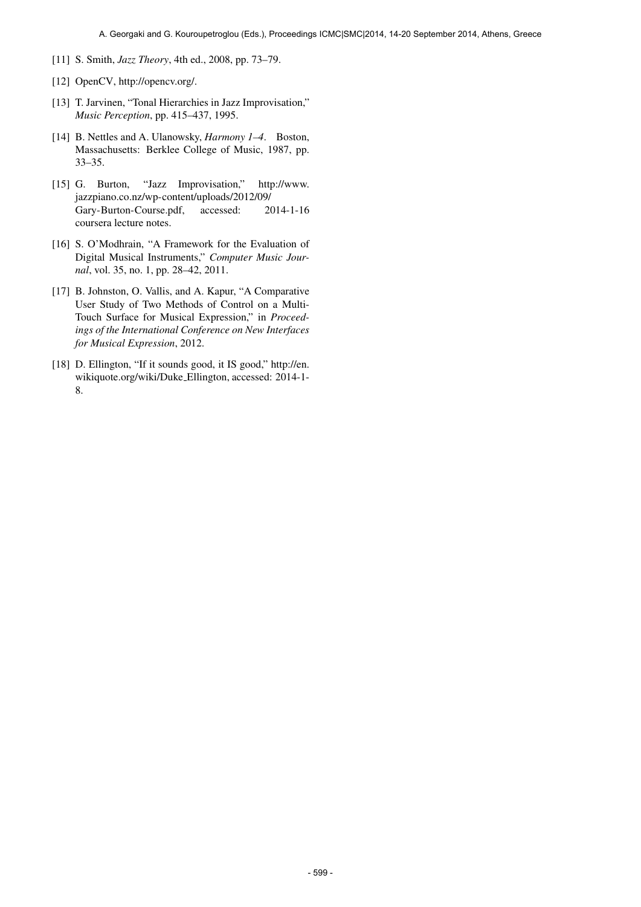[11] S. Smith, *Jazz Theory*, 4th ed., 2008, pp. 73–79.

[12] OpenCV, http://opencv.org/.

[13] T. Jarvinen, "Tonal Hierarchies in Jazz Improvisation," *Music Perception*, pp. 415–437, 1995.

[14] B. Nettles and A. Ulanowsky, *Harmony 1–4*. Boston, Massachusetts: Berklee College of Music, 1987, pp. 33–35.

[15] G. Burton, "Jazz Improvisation," http://www.jazzpiano.co.nz/wp-content/uploads/2012/09/Gary-Burton-Course.pdf, accessed: 2014-1-16 coursera lecture notes.

[16] S. O'Modhrain, "A Framework for the Evaluation of Digital Musical Instruments," *Computer Music Journal*, vol. 35, no. 1, pp. 28–42, 2011.

[17] B. Johnston, O. Vallis, and A. Kapur, "A Comparative User Study of Two Methods of Control on a Multi-Touch Surface for Musical Expression," in *Proceedings of the International Conference on New Interfaces for Musical Expression*, 2012.

[18] D. Ellington, "If it sounds good, it IS good," http://en.wikiquote.org/wiki/Duke_Ellington, accessed: 2014-1-8.